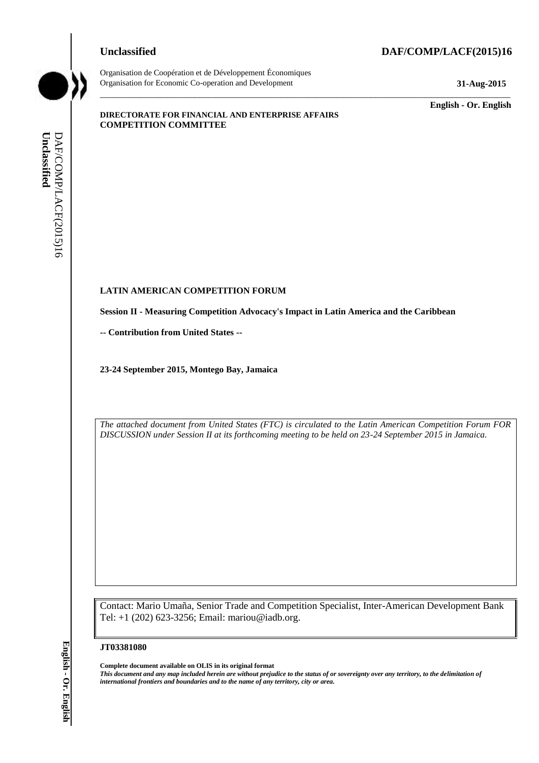**Unclassified** **DAF/COMP/LACF(2015)16**

Organisation de Coopération et de Développement Économiques
Organisation for Economic Co-operation and Development **31-Aug-2015**

**English - Or. English**

**DIRECTORATE FOR FINANCIAL AND ENTERPRISE AFFAIRS**
**COMPETITION COMMITTEE**

**LATIN AMERICAN COMPETITION FORUM**

**Session II - Measuring Competition Advocacy's Impact in Latin America and the Caribbean**

**-- Contribution from United States --**

**23-24 September 2015, Montego Bay, Jamaica**

*The attached document from United States (FTC) is circulated to the Latin American Competition Forum FOR DISCUSSION under Session II at its forthcoming meeting to be held on 23-24 September 2015 in Jamaica.*

Contact: Mario Umaña, Senior Trade and Competition Specialist, Inter-American Development Bank
Tel: +1 (202) 623-3256; Email: mariou@iadb.org.

**JT03381080**

**Complete document available on OLIS in its original format**
***This document and any map included herein are without prejudice to the status of or sovereignty over any territory, to the delimitation of international frontiers and boundaries and to the name of any territory, city or area.***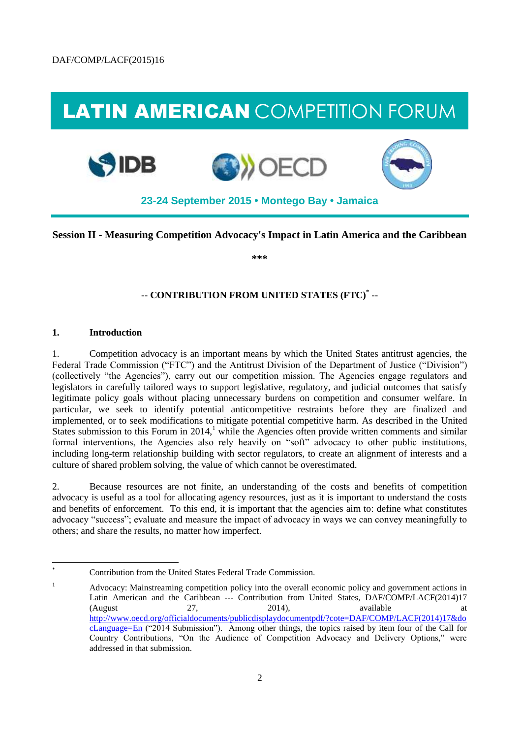DAF/COMP/LACF(2015)16

# LATIN AMERICAN COMPETITION FORUM

**23-24 September 2015 • Montego Bay • Jamaica**

**Session II - Measuring Competition Advocacy's Impact in Latin America and the Caribbean**

\*\*\*

**-- CONTRIBUTION FROM UNITED STATES (FTC)[*] --**

## 1. Introduction

1. Competition advocacy is an important means by which the United States antitrust agencies, the Federal Trade Commission ("FTC") and the Antitrust Division of the Department of Justice ("Division") (collectively "the Agencies"), carry out our competition mission. The Agencies engage regulators and legislators in carefully tailored ways to support legislative, regulatory, and judicial outcomes that satisfy legitimate policy goals without placing unnecessary burdens on competition and consumer welfare. In particular, we seek to identify potential anticompetitive restraints before they are finalized and implemented, or to seek modifications to mitigate potential competitive harm. As described in the United States submission to this Forum in 2014,[1] while the Agencies often provide written comments and similar formal interventions, the Agencies also rely heavily on "soft" advocacy to other public institutions, including long-term relationship building with sector regulators, to create an alignment of interests and a culture of shared problem solving, the value of which cannot be overestimated.

2. Because resources are not finite, an understanding of the costs and benefits of competition advocacy is useful as a tool for allocating agency resources, just as it is important to understand the costs and benefits of enforcement. To this end, it is important that the agencies aim to: define what constitutes advocacy "success"; evaluate and measure the impact of advocacy in ways we can convey meaningfully to others; and share the results, no matter how imperfect.

---

[*] Contribution from the United States Federal Trade Commission.

[1] Advocacy: Mainstreaming competition policy into the overall economic policy and government actions in Latin American and the Caribbean --- Contribution from United States, DAF/COMP/LACF(2014)17 (August 27, 2014), available at http://www.oecd.org/officialdocuments/publicdisplaydocumentpdf/?cote=DAF/COMP/LACF(2014)17&docLanguage=En ("2014 Submission"). Among other things, the topics raised by item four of the Call for Country Contributions, "On the Audience of Competition Advocacy and Delivery Options," were addressed in that submission.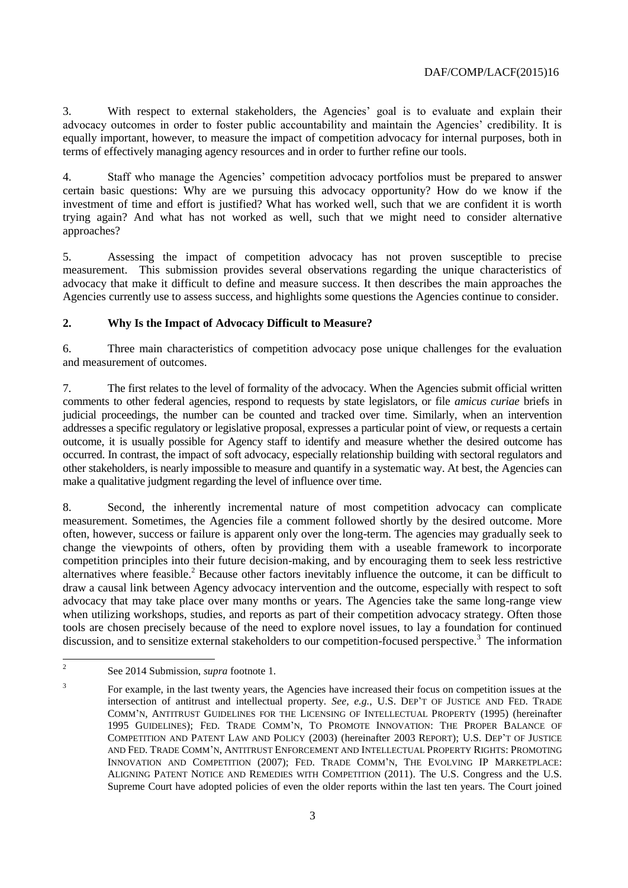3. With respect to external stakeholders, the Agencies' goal is to evaluate and explain their advocacy outcomes in order to foster public accountability and maintain the Agencies' credibility. It is equally important, however, to measure the impact of competition advocacy for internal purposes, both in terms of effectively managing agency resources and in order to further refine our tools.

4. Staff who manage the Agencies' competition advocacy portfolios must be prepared to answer certain basic questions: Why are we pursuing this advocacy opportunity? How do we know if the investment of time and effort is justified? What has worked well, such that we are confident it is worth trying again? And what has not worked as well, such that we might need to consider alternative approaches?

5. Assessing the impact of competition advocacy has not proven susceptible to precise measurement. This submission provides several observations regarding the unique characteristics of advocacy that make it difficult to define and measure success. It then describes the main approaches the Agencies currently use to assess success, and highlights some questions the Agencies continue to consider.

## 2. Why Is the Impact of Advocacy Difficult to Measure?

6. Three main characteristics of competition advocacy pose unique challenges for the evaluation and measurement of outcomes.

7. The first relates to the level of formality of the advocacy. When the Agencies submit official written comments to other federal agencies, respond to requests by state legislators, or file *amicus curiae* briefs in judicial proceedings, the number can be counted and tracked over time. Similarly, when an intervention addresses a specific regulatory or legislative proposal, expresses a particular point of view, or requests a certain outcome, it is usually possible for Agency staff to identify and measure whether the desired outcome has occurred. In contrast, the impact of soft advocacy, especially relationship building with sectoral regulators and other stakeholders, is nearly impossible to measure and quantify in a systematic way. At best, the Agencies can make a qualitative judgment regarding the level of influence over time.

8. Second, the inherently incremental nature of most competition advocacy can complicate measurement. Sometimes, the Agencies file a comment followed shortly by the desired outcome. More often, however, success or failure is apparent only over the long-term. The agencies may gradually seek to change the viewpoints of others, often by providing them with a useable framework to incorporate competition principles into their future decision-making, and by encouraging them to seek less restrictive alternatives where feasible.[2] Because other factors inevitably influence the outcome, it can be difficult to draw a causal link between Agency advocacy intervention and the outcome, especially with respect to soft advocacy that may take place over many months or years. The Agencies take the same long-range view when utilizing workshops, studies, and reports as part of their competition advocacy strategy. Often those tools are chosen precisely because of the need to explore novel issues, to lay a foundation for continued discussion, and to sensitize external stakeholders to our competition-focused perspective.[3] The information

---

[2] See 2014 Submission, *supra* footnote 1.

[3] For example, in the last twenty years, the Agencies have increased their focus on competition issues at the intersection of antitrust and intellectual property. *See, e.g.*, U.S. DEP'T OF JUSTICE AND FED. TRADE COMM'N, ANTITRUST GUIDELINES FOR THE LICENSING OF INTELLECTUAL PROPERTY (1995) (hereinafter 1995 GUIDELINES); FED. TRADE COMM'N, TO PROMOTE INNOVATION: THE PROPER BALANCE OF COMPETITION AND PATENT LAW AND POLICY (2003) (hereinafter 2003 REPORT); U.S. DEP'T OF JUSTICE AND FED. TRADE COMM'N, ANTITRUST ENFORCEMENT AND INTELLECTUAL PROPERTY RIGHTS: PROMOTING INNOVATION AND COMPETITION (2007); FED. TRADE COMM'N, THE EVOLVING IP MARKETPLACE: ALIGNING PATENT NOTICE AND REMEDIES WITH COMPETITION (2011). The U.S. Congress and the U.S. Supreme Court have adopted policies of even the older reports within the last ten years. The Court joined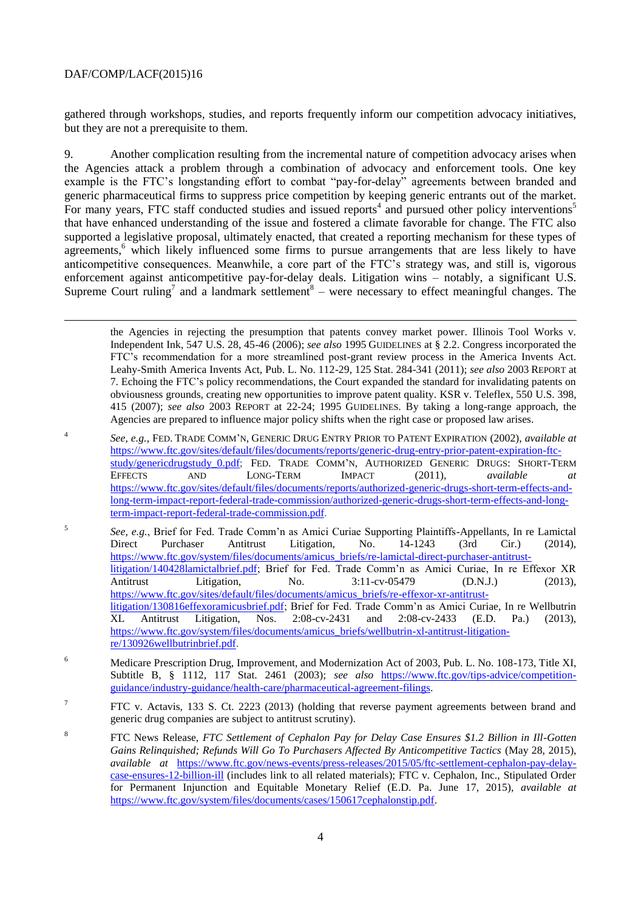gathered through workshops, studies, and reports frequently inform our competition advocacy initiatives, but they are not a prerequisite to them.

9. Another complication resulting from the incremental nature of competition advocacy arises when the Agencies attack a problem through a combination of advocacy and enforcement tools. One key example is the FTC's longstanding effort to combat "pay-for-delay" agreements between branded and generic pharmaceutical firms to suppress price competition by keeping generic entrants out of the market. For many years, FTC staff conducted studies and issued reports[4] and pursued other policy interventions[5] that have enhanced understanding of the issue and fostered a climate favorable for change. The FTC also supported a legislative proposal, ultimately enacted, that created a reporting mechanism for these types of agreements,[6] which likely influenced some firms to pursue arrangements that are less likely to have anticompetitive consequences. Meanwhile, a core part of the FTC's strategy was, and still is, vigorous enforcement against anticompetitive pay-for-delay deals. Litigation wins – notably, a significant U.S. Supreme Court ruling[7] and a landmark settlement[8] – were necessary to effect meaningful changes. The

---

the Agencies in rejecting the presumption that patents convey market power. Illinois Tool Works v. Independent Ink, 547 U.S. 28, 45-46 (2006); *see also* 1995 GUIDELINES at § 2.2. Congress incorporated the FTC's recommendation for a more streamlined post-grant review process in the America Invents Act. Leahy-Smith America Invents Act, Pub. L. No. 112-29, 125 Stat. 284-341 (2011); *see also* 2003 REPORT at 7. Echoing the FTC's policy recommendations, the Court expanded the standard for invalidating patents on obviousness grounds, creating new opportunities to improve patent quality. KSR v. Teleflex, 550 U.S. 398, 415 (2007); *see also* 2003 REPORT at 22-24; 1995 GUIDELINES. By taking a long-range approach, the Agencies are prepared to influence major policy shifts when the right case or proposed law arises.

[4] *See, e.g.*, FED. TRADE COMM'N, GENERIC DRUG ENTRY PRIOR TO PATENT EXPIRATION (2002), *available at* https://www.ftc.gov/sites/default/files/documents/reports/generic-drug-entry-prior-patent-expiration-ftc-study/genericdrugstudy_0.pdf; FED. TRADE COMM'N, AUTHORIZED GENERIC DRUGS: SHORT-TERM EFFECTS AND LONG-TERM IMPACT (2011), *available at* https://www.ftc.gov/sites/default/files/documents/reports/authorized-generic-drugs-short-term-effects-and-long-term-impact-report-federal-trade-commission/authorized-generic-drugs-short-term-effects-and-long-term-impact-report-federal-trade-commission.pdf.

[5] *See, e.g.*, Brief for Fed. Trade Comm'n as Amici Curiae Supporting Plaintiffs-Appellants, In re Lamictal Direct Purchaser Antitrust Litigation, No. 14-1243 (3rd Cir.) (2014), https://www.ftc.gov/system/files/documents/amicus_briefs/re-lamictal-direct-purchaser-antitrust-litigation/140428lamictalbrief.pdf; Brief for Fed. Trade Comm'n as Amici Curiae, In re Effexor XR Antitrust Litigation, No. 3:11-cv-05479 (D.N.J.) (2013), https://www.ftc.gov/sites/default/files/documents/amicus_briefs/re-effexor-xr-antitrust-litigation/130816effexoramicusbrief.pdf; Brief for Fed. Trade Comm'n as Amici Curiae, In re Wellbutrin XL Antitrust Litigation, Nos. 2:08-cv-2431 and 2:08-cv-2433 (E.D. Pa.) (2013), https://www.ftc.gov/system/files/documents/amicus_briefs/wellbutrin-xl-antitrust-litigation-re/130926wellbutrinbrief.pdf.

[6] Medicare Prescription Drug, Improvement, and Modernization Act of 2003, Pub. L. No. 108-173, Title XI, Subtitle B, § 1112, 117 Stat. 2461 (2003); *see also* https://www.ftc.gov/tips-advice/competition-guidance/industry-guidance/health-care/pharmaceutical-agreement-filings.

[7] FTC v. Actavis, 133 S. Ct. 2223 (2013) (holding that reverse payment agreements between brand and generic drug companies are subject to antitrust scrutiny).

[8] FTC News Release, *FTC Settlement of Cephalon Pay for Delay Case Ensures $1.2 Billion in Ill-Gotten Gains Relinquished; Refunds Will Go To Purchasers Affected By Anticompetitive Tactics* (May 28, 2015), *available at* https://www.ftc.gov/news-events/press-releases/2015/05/ftc-settlement-cephalon-pay-delay-case-ensures-12-billion-ill (includes link to all related materials); FTC v. Cephalon, Inc., Stipulated Order for Permanent Injunction and Equitable Monetary Relief (E.D. Pa. June 17, 2015), *available at* https://www.ftc.gov/system/files/documents/cases/150617cephalonstip.pdf.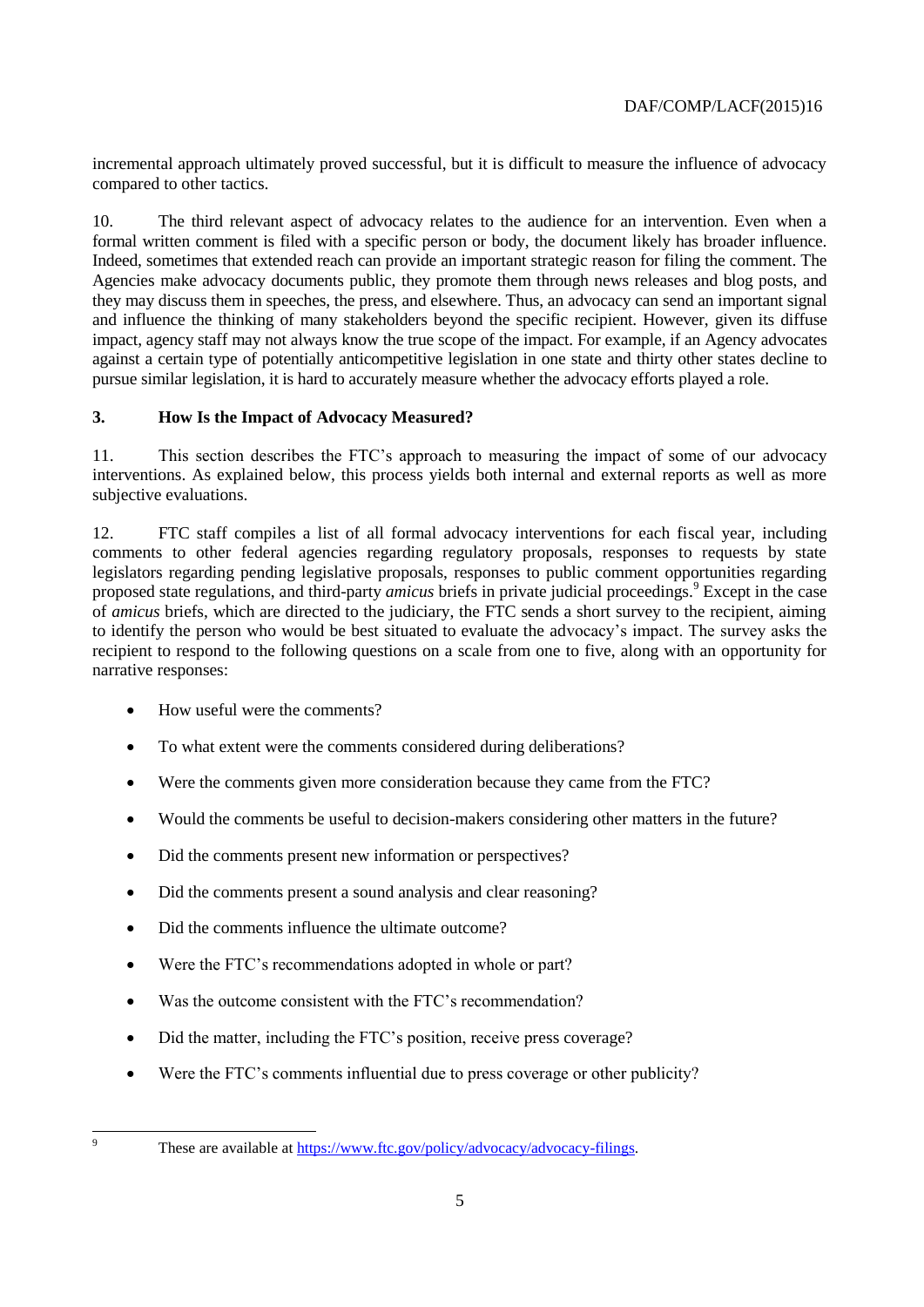incremental approach ultimately proved successful, but it is difficult to measure the influence of advocacy compared to other tactics.

10. The third relevant aspect of advocacy relates to the audience for an intervention. Even when a formal written comment is filed with a specific person or body, the document likely has broader influence. Indeed, sometimes that extended reach can provide an important strategic reason for filing the comment. The Agencies make advocacy documents public, they promote them through news releases and blog posts, and they may discuss them in speeches, the press, and elsewhere. Thus, an advocacy can send an important signal and influence the thinking of many stakeholders beyond the specific recipient. However, given its diffuse impact, agency staff may not always know the true scope of the impact. For example, if an Agency advocates against a certain type of potentially anticompetitive legislation in one state and thirty other states decline to pursue similar legislation, it is hard to accurately measure whether the advocacy efforts played a role.

## 3. How Is the Impact of Advocacy Measured?

11. This section describes the FTC's approach to measuring the impact of some of our advocacy interventions. As explained below, this process yields both internal and external reports as well as more subjective evaluations.

12. FTC staff compiles a list of all formal advocacy interventions for each fiscal year, including comments to other federal agencies regarding regulatory proposals, responses to requests by state legislators regarding pending legislative proposals, responses to public comment opportunities regarding proposed state regulations, and third-party *amicus* briefs in private judicial proceedings.[9] Except in the case of *amicus* briefs, which are directed to the judiciary, the FTC sends a short survey to the recipient, aiming to identify the person who would be best situated to evaluate the advocacy's impact. The survey asks the recipient to respond to the following questions on a scale from one to five, along with an opportunity for narrative responses:

- How useful were the comments?
- To what extent were the comments considered during deliberations?
- Were the comments given more consideration because they came from the FTC?
- Would the comments be useful to decision-makers considering other matters in the future?
- Did the comments present new information or perspectives?
- Did the comments present a sound analysis and clear reasoning?
- Did the comments influence the ultimate outcome?
- Were the FTC's recommendations adopted in whole or part?
- Was the outcome consistent with the FTC's recommendation?
- Did the matter, including the FTC's position, receive press coverage?
- Were the FTC's comments influential due to press coverage or other publicity?

[9] These are available at https://www.ftc.gov/policy/advocacy/advocacy-filings.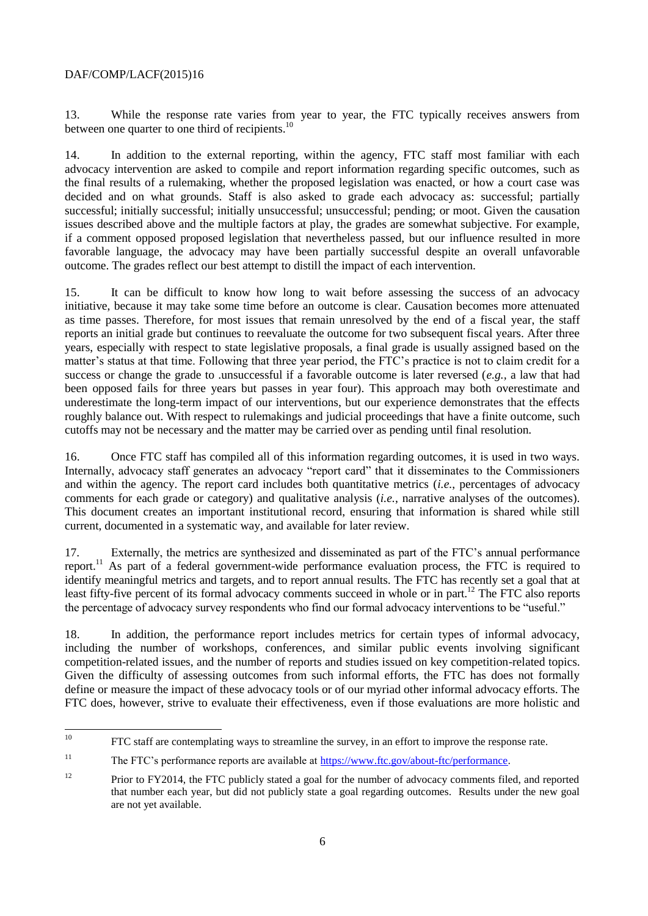13. While the response rate varies from year to year, the FTC typically receives answers from between one quarter to one third of recipients.[10]

14. In addition to the external reporting, within the agency, FTC staff most familiar with each advocacy intervention are asked to compile and report information regarding specific outcomes, such as the final results of a rulemaking, whether the proposed legislation was enacted, or how a court case was decided and on what grounds. Staff is also asked to grade each advocacy as: successful; partially successful; initially successful; initially unsuccessful; unsuccessful; pending; or moot. Given the causation issues described above and the multiple factors at play, the grades are somewhat subjective. For example, if a comment opposed proposed legislation that nevertheless passed, but our influence resulted in more favorable language, the advocacy may have been partially successful despite an overall unfavorable outcome. The grades reflect our best attempt to distill the impact of each intervention.

15. It can be difficult to know how long to wait before assessing the success of an advocacy initiative, because it may take some time before an outcome is clear. Causation becomes more attenuated as time passes. Therefore, for most issues that remain unresolved by the end of a fiscal year, the staff reports an initial grade but continues to reevaluate the outcome for two subsequent fiscal years. After three years, especially with respect to state legislative proposals, a final grade is usually assigned based on the matter's status at that time. Following that three year period, the FTC's practice is not to claim credit for a success or change the grade to .unsuccessful if a favorable outcome is later reversed (*e.g.*, a law that had been opposed fails for three years but passes in year four). This approach may both overestimate and underestimate the long-term impact of our interventions, but our experience demonstrates that the effects roughly balance out. With respect to rulemakings and judicial proceedings that have a finite outcome, such cutoffs may not be necessary and the matter may be carried over as pending until final resolution.

16. Once FTC staff has compiled all of this information regarding outcomes, it is used in two ways. Internally, advocacy staff generates an advocacy "report card" that it disseminates to the Commissioners and within the agency. The report card includes both quantitative metrics (*i.e.*, percentages of advocacy comments for each grade or category) and qualitative analysis (*i.e.*, narrative analyses of the outcomes). This document creates an important institutional record, ensuring that information is shared while still current, documented in a systematic way, and available for later review.

17. Externally, the metrics are synthesized and disseminated as part of the FTC's annual performance report.[11] As part of a federal government-wide performance evaluation process, the FTC is required to identify meaningful metrics and targets, and to report annual results. The FTC has recently set a goal that at least fifty-five percent of its formal advocacy comments succeed in whole or in part.[12] The FTC also reports the percentage of advocacy survey respondents who find our formal advocacy interventions to be "useful."

18. In addition, the performance report includes metrics for certain types of informal advocacy, including the number of workshops, conferences, and similar public events involving significant competition-related issues, and the number of reports and studies issued on key competition-related topics. Given the difficulty of assessing outcomes from such informal efforts, the FTC has does not formally define or measure the impact of these advocacy tools or of our myriad other informal advocacy efforts. The FTC does, however, strive to evaluate their effectiveness, even if those evaluations are more holistic and

---

[10] FTC staff are contemplating ways to streamline the survey, in an effort to improve the response rate.

[11] The FTC's performance reports are available at https://www.ftc.gov/about-ftc/performance.

[12] Prior to FY2014, the FTC publicly stated a goal for the number of advocacy comments filed, and reported that number each year, but did not publicly state a goal regarding outcomes. Results under the new goal are not yet available.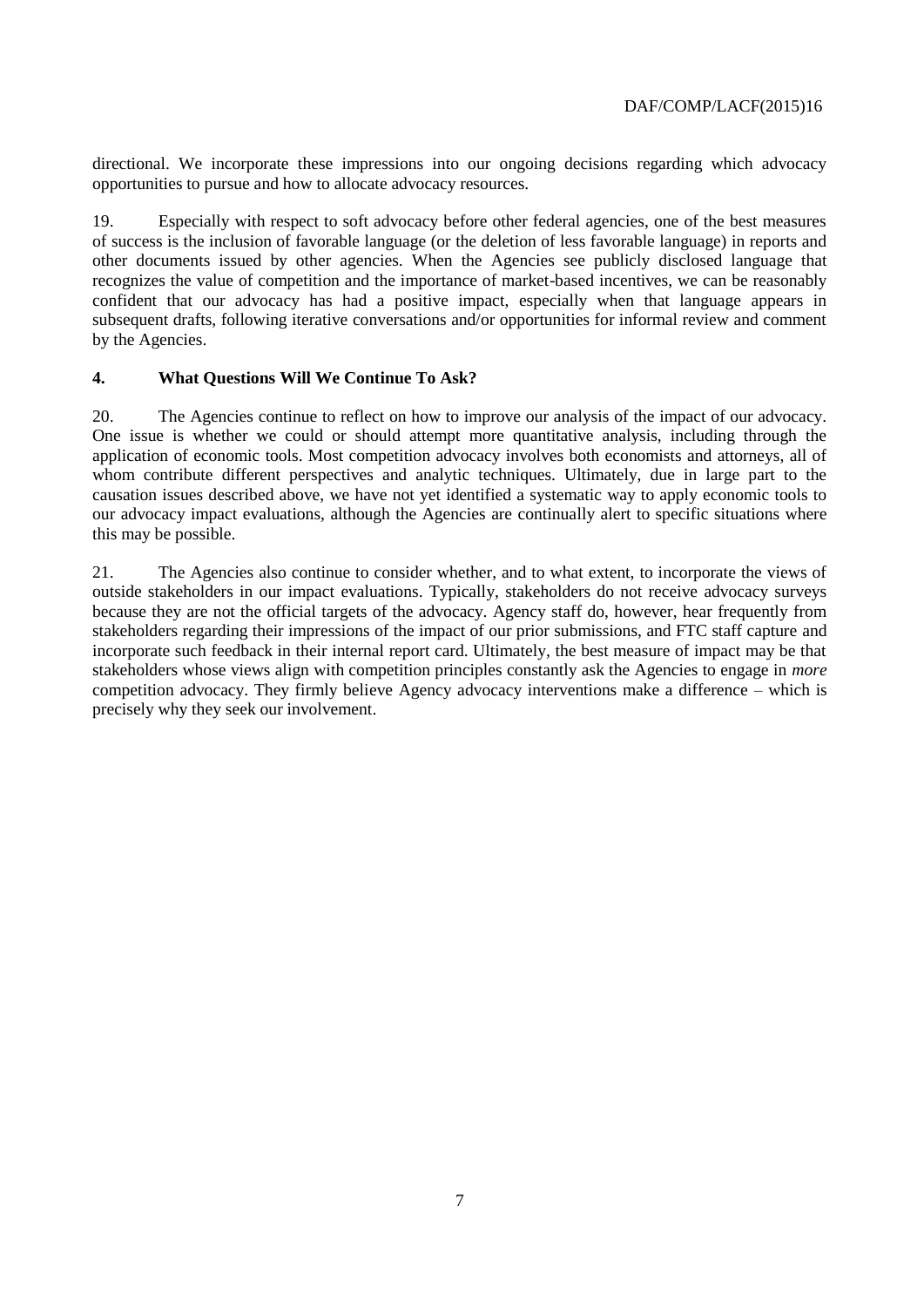directional. We incorporate these impressions into our ongoing decisions regarding which advocacy opportunities to pursue and how to allocate advocacy resources.

19. Especially with respect to soft advocacy before other federal agencies, one of the best measures of success is the inclusion of favorable language (or the deletion of less favorable language) in reports and other documents issued by other agencies. When the Agencies see publicly disclosed language that recognizes the value of competition and the importance of market-based incentives, we can be reasonably confident that our advocacy has had a positive impact, especially when that language appears in subsequent drafts, following iterative conversations and/or opportunities for informal review and comment by the Agencies.

## 4. What Questions Will We Continue To Ask?

20. The Agencies continue to reflect on how to improve our analysis of the impact of our advocacy. One issue is whether we could or should attempt more quantitative analysis, including through the application of economic tools. Most competition advocacy involves both economists and attorneys, all of whom contribute different perspectives and analytic techniques. Ultimately, due in large part to the causation issues described above, we have not yet identified a systematic way to apply economic tools to our advocacy impact evaluations, although the Agencies are continually alert to specific situations where this may be possible.

21. The Agencies also continue to consider whether, and to what extent, to incorporate the views of outside stakeholders in our impact evaluations. Typically, stakeholders do not receive advocacy surveys because they are not the official targets of the advocacy. Agency staff do, however, hear frequently from stakeholders regarding their impressions of the impact of our prior submissions, and FTC staff capture and incorporate such feedback in their internal report card. Ultimately, the best measure of impact may be that stakeholders whose views align with competition principles constantly ask the Agencies to engage in *more* competition advocacy. They firmly believe Agency advocacy interventions make a difference – which is precisely why they seek our involvement.